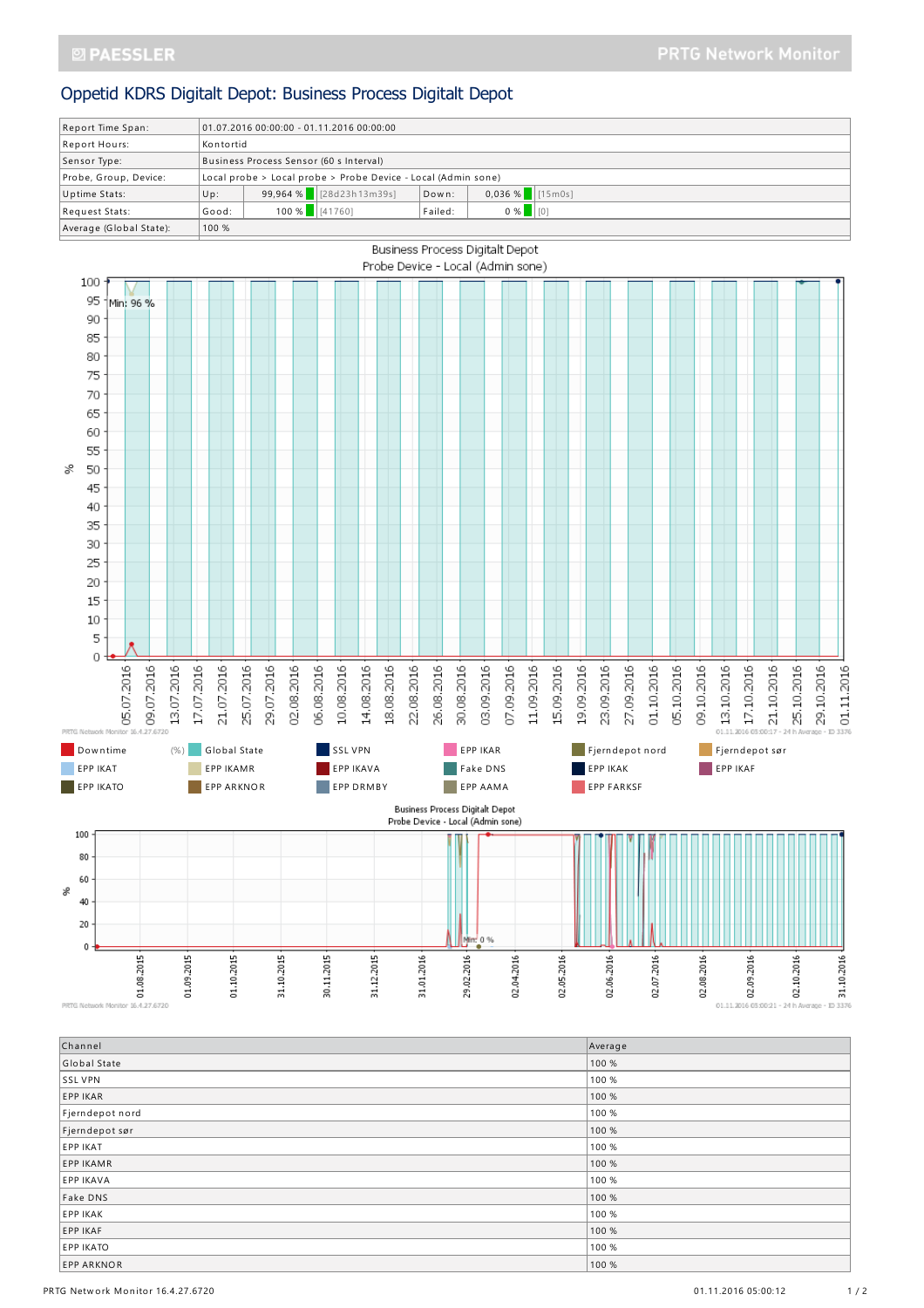# Oppetid KDRS Digitalt Depot: Business Process Digitalt Depot

| | | | | |
|---|---|---|---|---|
| Report Time Span: | 01.07.2016 00:00:00 - 01.11.2016 00:00:00 | | | |
| Report Hours: | Kontortid | | | |
| Sensor Type: | Business Process Sensor (60 s Interval) | | | |
| Probe, Group, Device: | Local probe > Local probe > Probe Device - Local (Admin sone) | | | |
| Uptime Stats: | Up: 99,964 % [28d23h13m39s] | | Down: 0,036 % [15m0s] | |
| Request Stats: | Good: 100 % [41760] | | Failed: 0 % [0] | |
| Average (Global State): | 100 % | | | |

Business Process Digitalt Depot
Probe Device - Local (Admin sone)

Min: 96 %

Downtime (%) | Global State | SSL VPN | EPP IKAR | Fjerndepot nord | Fjerndepot sør | EPP IKAT | EPP IKAMR | EPP IKAVA | Fake DNS | EPP IKAK | EPP IKAF | EPP IKATO | EPP ARKNOR | EPP DRMBY | EPP AAMA | EPP FARKSF

Business Process Digitalt Depot
Probe Device - Local (Admin sone)

Min: 0 %

| Channel | Average |
|---|---|
| Global State | 100 % |
| SSL VPN | 100 % |
| EPP IKAR | 100 % |
| Fjerndepot nord | 100 % |
| Fjerndepot sør | 100 % |
| EPP IKAT | 100 % |
| EPP IKAMR | 100 % |
| EPP IKAVA | 100 % |
| Fake DNS | 100 % |
| EPP IKAK | 100 % |
| EPP IKAF | 100 % |
| EPP IKATO | 100 % |
| EPP ARKNOR | 100 % |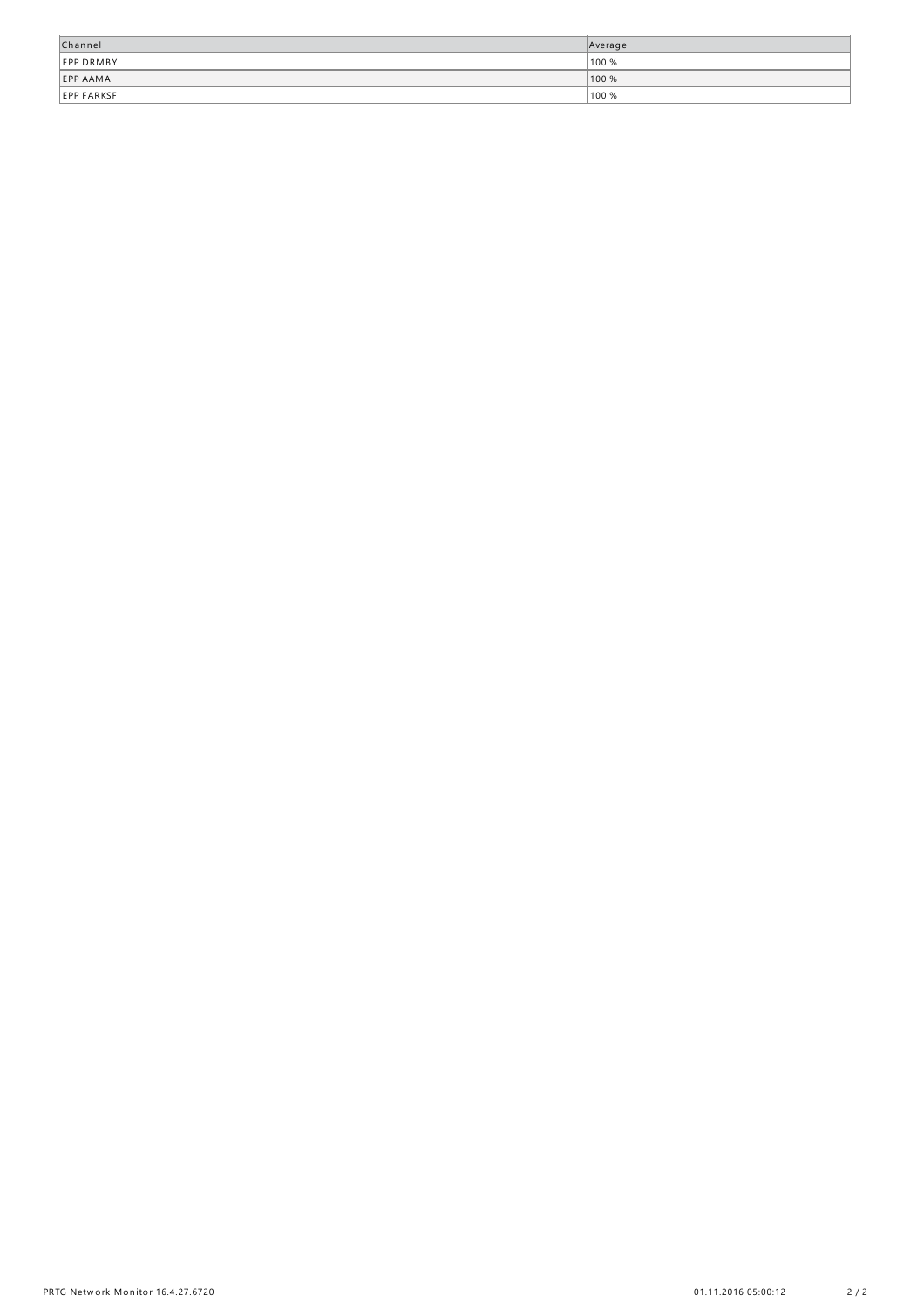| Channel | Average |
| --- | --- |
| EPP DRMBY | 100 % |
| EPP AAMA | 100 % |
| EPP FARKSF | 100 % |